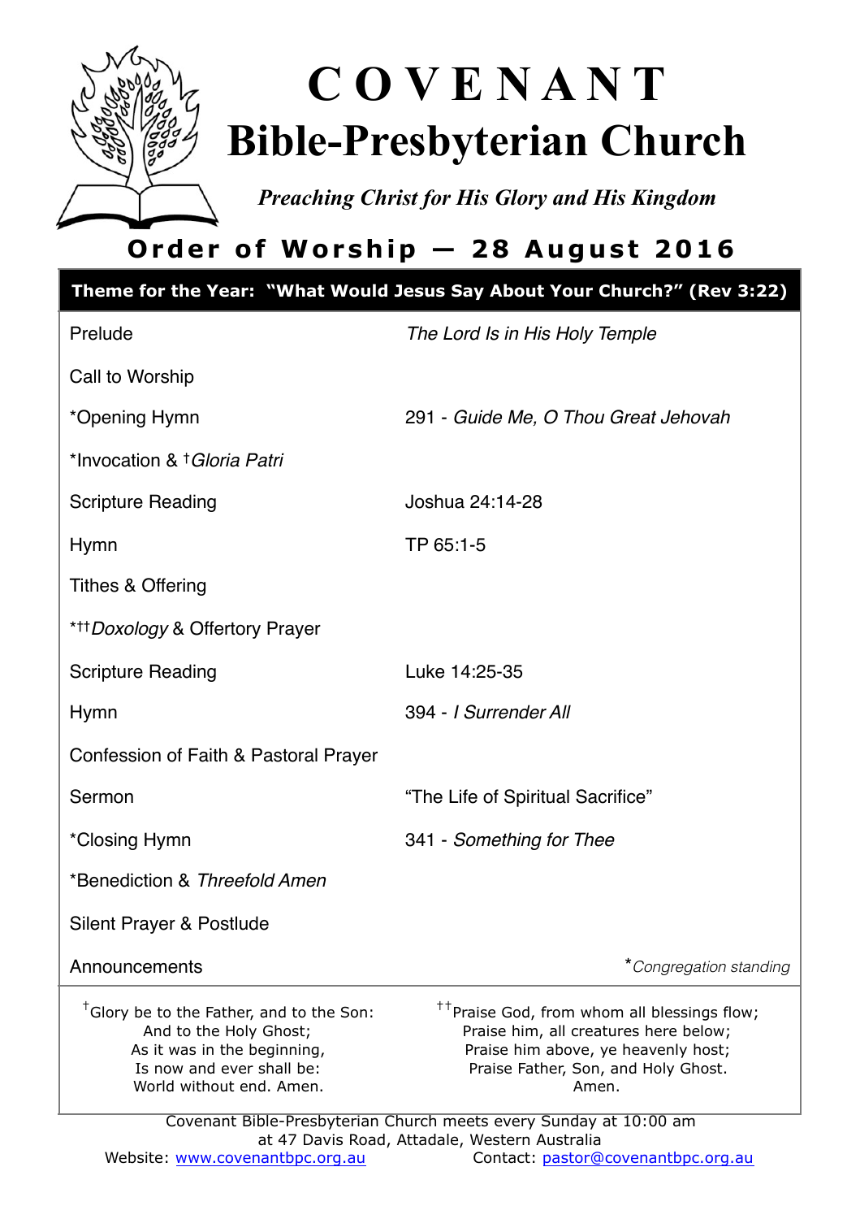# C O V E N A N T
# Bible-Presbyterian Church

*Preaching Christ for His Glory and His Kingdom*

## Order of Worship — 28 August 2016

**Theme for the Year: "What Would Jesus Say About Your Church?" (Rev 3:22)**

| | |
|---|---|
| Prelude | *The Lord Is in His Holy Temple* |
| Call to Worship | |
| *Opening Hymn | 291 - *Guide Me, O Thou Great Jehovah* |
| *Invocation & †*Gloria Patri* | |
| Scripture Reading | Joshua 24:14-28 |
| Hymn | TP 65:1-5 |
| Tithes & Offering | |
| *††*Doxology* & Offertory Prayer | |
| Scripture Reading | Luke 14:25-35 |
| Hymn | 394 - *I Surrender All* |
| Confession of Faith & Pastoral Prayer | |
| Sermon | "The Life of Spiritual Sacrifice" |
| *Closing Hymn | 341 - *Something for Thee* |
| *Benediction & *Threefold Amen* | |
| Silent Prayer & Postlude | |
| Announcements | **Congregation standing* |

†Glory be to the Father, and to the Son:
And to the Holy Ghost;
As it was in the beginning,
Is now and ever shall be:
World without end. Amen.

††Praise God, from whom all blessings flow;
Praise him, all creatures here below;
Praise him above, ye heavenly host;
Praise Father, Son, and Holy Ghost.
Amen.

Covenant Bible-Presbyterian Church meets every Sunday at 10:00 am at 47 Davis Road, Attadale, Western Australia

Website: www.covenantbpc.org.au Contact: pastor@covenantbpc.org.au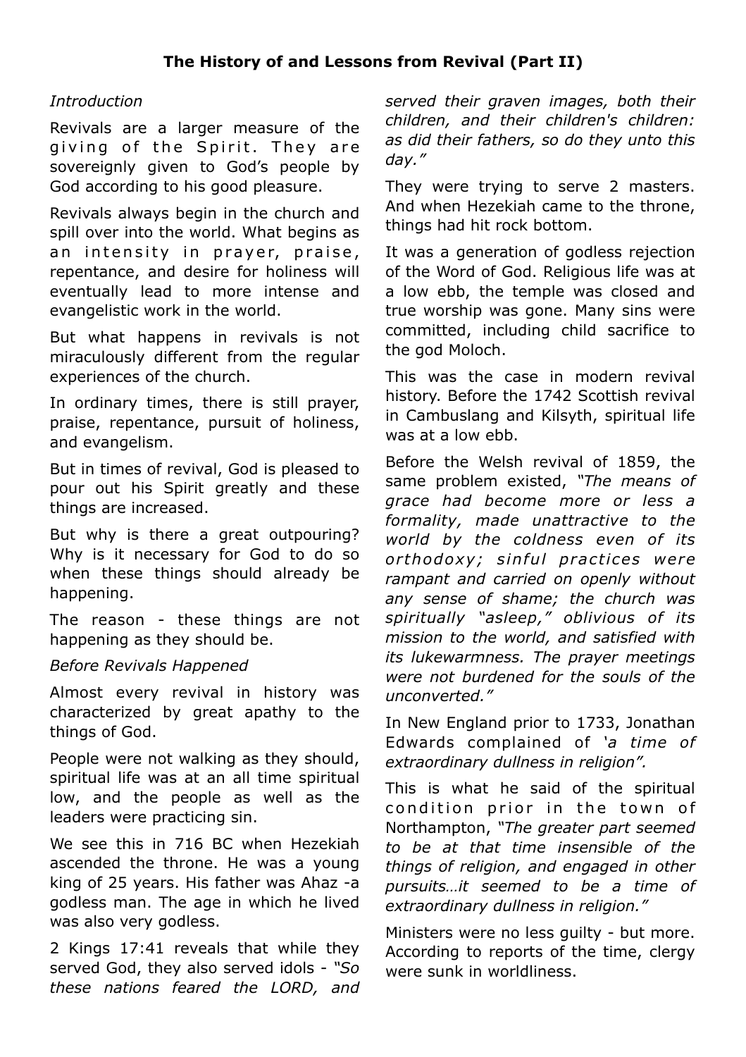## The History of and Lessons from Revival (Part II)

*Introduction*

Revivals are a larger measure of the giving of the Spirit. They are sovereignly given to God's people by God according to his good pleasure.

Revivals always begin in the church and spill over into the world. What begins as an intensity in prayer, praise, repentance, and desire for holiness will eventually lead to more intense and evangelistic work in the world.

But what happens in revivals is not miraculously different from the regular experiences of the church.

In ordinary times, there is still prayer, praise, repentance, pursuit of holiness, and evangelism.

But in times of revival, God is pleased to pour out his Spirit greatly and these things are increased.

But why is there a great outpouring? Why is it necessary for God to do so when these things should already be happening.

The reason - these things are not happening as they should be.

*Before Revivals Happened*

Almost every revival in history was characterized by great apathy to the things of God.

People were not walking as they should, spiritual life was at an all time spiritual low, and the people as well as the leaders were practicing sin.

We see this in 716 BC when Hezekiah ascended the throne. He was a young king of 25 years. His father was Ahaz -a godless man. The age in which he lived was also very godless.

2 Kings 17:41 reveals that while they served God, they also served idols - *"So these nations feared the LORD, and served their graven images, both their children, and their children's children: as did their fathers, so do they unto this day."*

They were trying to serve 2 masters. And when Hezekiah came to the throne, things had hit rock bottom.

It was a generation of godless rejection of the Word of God. Religious life was at a low ebb, the temple was closed and true worship was gone. Many sins were committed, including child sacrifice to the god Moloch.

This was the case in modern revival history. Before the 1742 Scottish revival in Cambuslang and Kilsyth, spiritual life was at a low ebb.

Before the Welsh revival of 1859, the same problem existed, *"The means of grace had become more or less a formality, made unattractive to the world by the coldness even of its orthodoxy; sinful practices were rampant and carried on openly without any sense of shame; the church was spiritually "asleep," oblivious of its mission to the world, and satisfied with its lukewarmness. The prayer meetings were not burdened for the souls of the unconverted."*

In New England prior to 1733, Jonathan Edwards complained of *'a time of extraordinary dullness in religion".*

This is what he said of the spiritual condition prior in the town of Northampton, *"The greater part seemed to be at that time insensible of the things of religion, and engaged in other pursuits…it seemed to be a time of extraordinary dullness in religion."*

Ministers were no less guilty - but more. According to reports of the time, clergy were sunk in worldliness.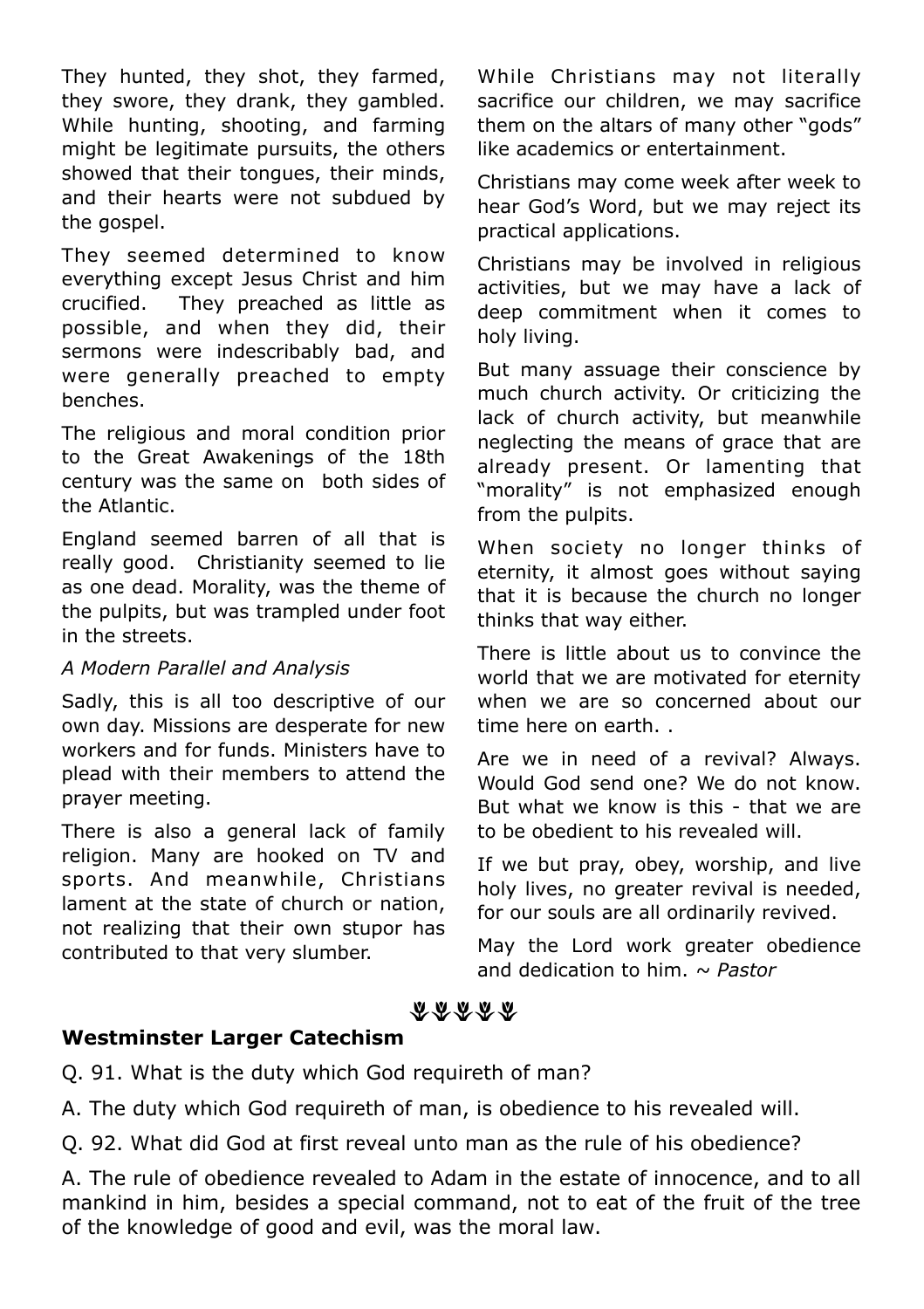They hunted, they shot, they farmed, they swore, they drank, they gambled. While hunting, shooting, and farming might be legitimate pursuits, the others showed that their tongues, their minds, and their hearts were not subdued by the gospel.

They seemed determined to know everything except Jesus Christ and him crucified. They preached as little as possible, and when they did, their sermons were indescribably bad, and were generally preached to empty benches.

The religious and moral condition prior to the Great Awakenings of the 18th century was the same on both sides of the Atlantic.

England seemed barren of all that is really good. Christianity seemed to lie as one dead. Morality, was the theme of the pulpits, but was trampled under foot in the streets.

*A Modern Parallel and Analysis*

Sadly, this is all too descriptive of our own day. Missions are desperate for new workers and for funds. Ministers have to plead with their members to attend the prayer meeting.

There is also a general lack of family religion. Many are hooked on TV and sports. And meanwhile, Christians lament at the state of church or nation, not realizing that their own stupor has contributed to that very slumber.

While Christians may not literally sacrifice our children, we may sacrifice them on the altars of many other "gods" like academics or entertainment.

Christians may come week after week to hear God's Word, but we may reject its practical applications.

Christians may be involved in religious activities, but we may have a lack of deep commitment when it comes to holy living.

But many assuage their conscience by much church activity. Or criticizing the lack of church activity, but meanwhile neglecting the means of grace that are already present. Or lamenting that "morality" is not emphasized enough from the pulpits.

When society no longer thinks of eternity, it almost goes without saying that it is because the church no longer thinks that way either.

There is little about us to convince the world that we are motivated for eternity when we are so concerned about our time here on earth. .

Are we in need of a revival? Always. Would God send one? We do not know. But what we know is this - that we are to be obedient to his revealed will.

If we but pray, obey, worship, and live holy lives, no greater revival is needed, for our souls are all ordinarily revived.

May the Lord work greater obedience and dedication to him. ~ *Pastor*

## Westminster Larger Catechism

Q. 91. What is the duty which God requireth of man?

A. The duty which God requireth of man, is obedience to his revealed will.

Q. 92. What did God at first reveal unto man as the rule of his obedience?

A. The rule of obedience revealed to Adam in the estate of innocence, and to all mankind in him, besides a special command, not to eat of the fruit of the tree of the knowledge of good and evil, was the moral law.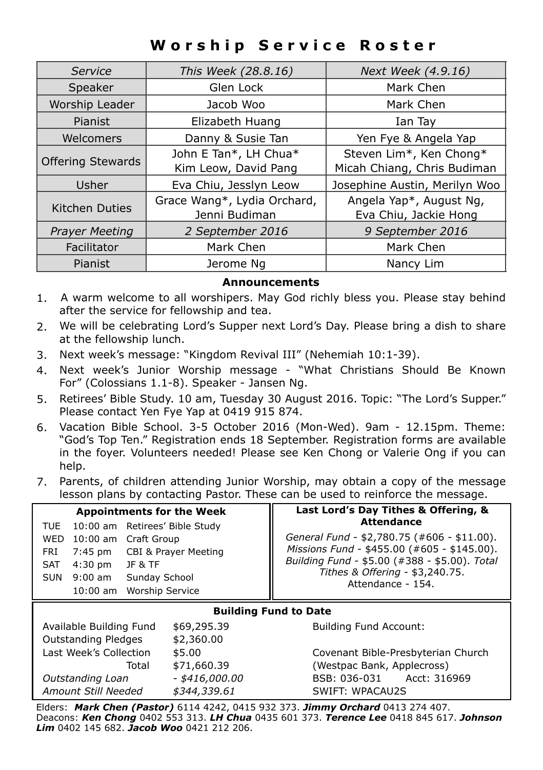# Worship Service Roster

| *Service* | *This Week (28.8.16)* | *Next Week (4.9.16)* |
|---|---|---|
| Speaker | Glen Lock | Mark Chen |
| Worship Leader | Jacob Woo | Mark Chen |
| Pianist | Elizabeth Huang | Ian Tay |
| Welcomers | Danny & Susie Tan | Yen Fye & Angela Yap |
| Offering Stewards | John E Tan*, LH Chua* Kim Leow, David Pang | Steven Lim*, Ken Chong* Micah Chiang, Chris Budiman |
| Usher | Eva Chiu, Jesslyn Leow | Josephine Austin, Merilyn Woo |
| Kitchen Duties | Grace Wang*, Lydia Orchard, Jenni Budiman | Angela Yap*, August Ng, Eva Chiu, Jackie Hong |
| *Prayer Meeting* | *2 September 2016* | *9 September 2016* |
| Facilitator | Mark Chen | Mark Chen |
| Pianist | Jerome Ng | Nancy Lim |

## Announcements

1. A warm welcome to all worshipers. May God richly bless you. Please stay behind after the service for fellowship and tea.
2. We will be celebrating Lord's Supper next Lord's Day. Please bring a dish to share at the fellowship lunch.
3. Next week's message: "Kingdom Revival III" (Nehemiah 10:1-39).
4. Next week's Junior Worship message - "What Christians Should Be Known For" (Colossians 1.1-8). Speaker - Jansen Ng.
5. Retirees' Bible Study. 10 am, Tuesday 30 August 2016. Topic: "The Lord's Supper." Please contact Yen Fye Yap at 0419 915 874.
6. Vacation Bible School. 3-5 October 2016 (Mon-Wed). 9am - 12.15pm. Theme: "God's Top Ten." Registration ends 18 September. Registration forms are available in the foyer. Volunteers needed! Please see Ken Chong or Valerie Ong if you can help.
7. Parents, of children attending Junior Worship, may obtain a copy of the message lesson plans by contacting Pastor. These can be used to reinforce the message.

### Appointments for the Week

| | | |
|---|---|---|
| TUE | 10:00 am | Retirees' Bible Study |
| WED | 10:00 am | Craft Group |
| FRI | 7:45 pm | CBI & Prayer Meeting |
| SAT | 4:30 pm | JF & TF |
| SUN | 9:00 am | Sunday School |
| | 10:00 am | Worship Service |

### Last Lord's Day Tithes & Offering, & Attendance

*General Fund* - $2,780.75 (#606 - $11.00). *Missions Fund* - $455.00 (#605 - $145.00). *Building Fund* - $5.00 (#388 - $5.00). *Total Tithes & Offering* - $3,240.75. Attendance - 154.

### Building Fund to Date

| | |
|---|---|
| Available Building Fund | $69,295.39 |
| Outstanding Pledges | $2,360.00 |
| Last Week's Collection | $5.00 |
| Total | $71,660.39 |
| *Outstanding Loan* | *- $416,000.00* |
| *Amount Still Needed* | *$344,339.61* |

Building Fund Account:

Covenant Bible-Presbyterian Church
(Westpac Bank, Applecross)
BSB: 036-031 Acct: 316969
SWIFT: WPACAU2S

Elders: ***Mark Chen (Pastor)*** 6114 4242, 0415 932 373. ***Jimmy Orchard*** 0413 274 407.
Deacons: ***Ken Chong*** 0402 553 313. ***LH Chua*** 0435 601 373. ***Terence Lee*** 0418 845 617. ***Johnson Lim*** 0402 145 682. ***Jacob Woo*** 0421 212 206.